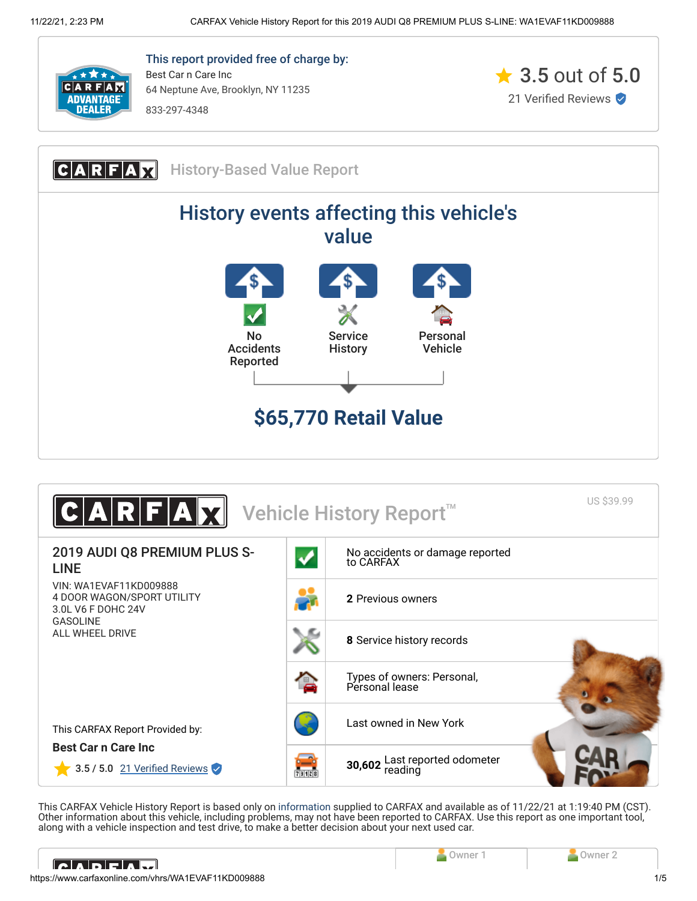**This report provided free of charge by:**

Best Car n Care Inc
64 Neptune Ave, Brooklyn, NY 11235
833-297-4348

3.5 out of 5.0
21 Verified Reviews

## CARFAX History-Based Value Report

### History events affecting this vehicle's value

- No Accidents Reported
- Service History
- Personal Vehicle

**$65,770 Retail Value**

## CARFAX Vehicle History Report™

US $39.99

**2019 AUDI Q8 PREMIUM PLUS S-LINE**

VIN: WA1EVAF11KD009888
4 DOOR WAGON/SPORT UTILITY
3.0L V6 F DOHC 24V
GASOLINE
ALL WHEEL DRIVE

This CARFAX Report Provided by:

**Best Car n Care Inc**

3.5 / 5.0 21 Verified Reviews

- No accidents or damage reported to CARFAX
- **2** Previous owners
- **8** Service history records
- Types of owners: Personal, Personal lease
- Last owned in New York
- **30,602** Last reported odometer reading

This CARFAX Vehicle History Report is based only on information supplied to CARFAX and available as of 11/22/21 at 1:19:40 PM (CST). Other information about this vehicle, including problems, may not have been reported to CARFAX. Use this report as one important tool, along with a vehicle inspection and test drive, to make a better decision about your next used car.

| | Owner 1 | Owner 2 |
|---|---|---|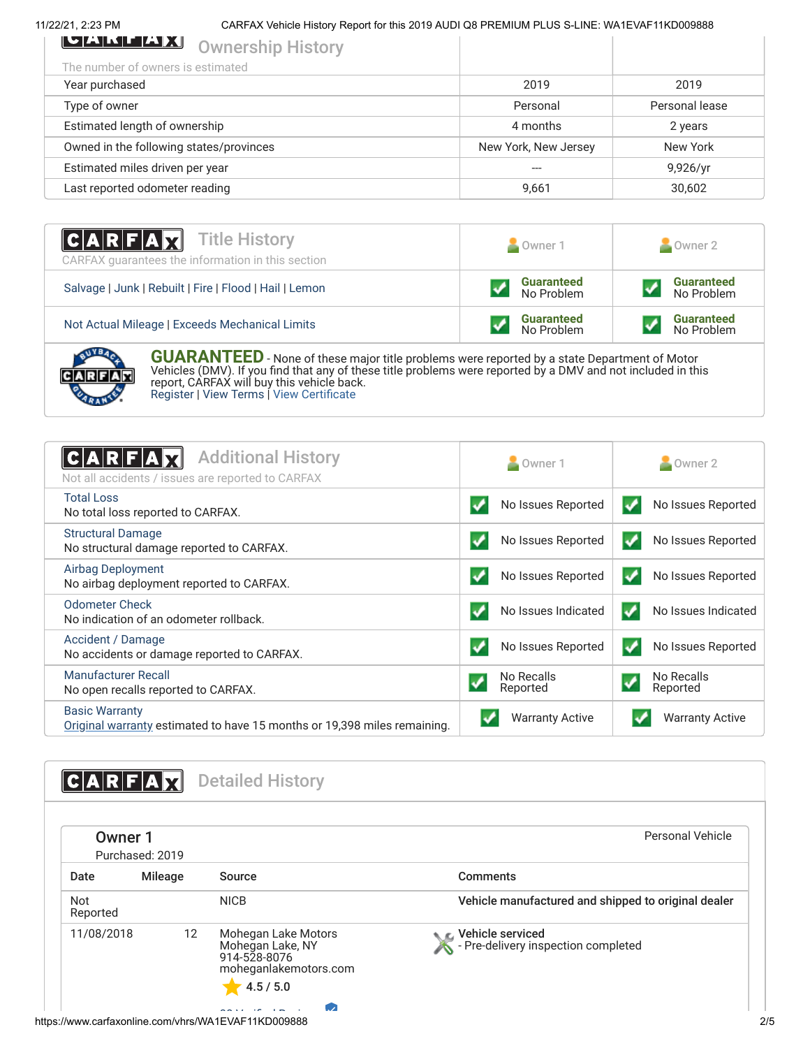## Ownership History

The number of owners is estimated

| | Owner 1 | Owner 2 |
|---|---|---|
| Year purchased | 2019 | 2019 |
| Type of owner | Personal | Personal lease |
| Estimated length of ownership | 4 months | 2 years |
| Owned in the following states/provinces | New York, New Jersey | New York |
| Estimated miles driven per year | --- | 9,926/yr |
| Last reported odometer reading | 9,661 | 30,602 |

## Title History

CARFAX guarantees the information in this section

| | Owner 1 | Owner 2 |
|---|---|---|
| Salvage \| Junk \| Rebuilt \| Fire \| Flood \| Hail \| Lemon | Guaranteed No Problem | Guaranteed No Problem |
| Not Actual Mileage \| Exceeds Mechanical Limits | Guaranteed No Problem | Guaranteed No Problem |

**GUARANTEED** - None of these major title problems were reported by a state Department of Motor Vehicles (DMV). If you find that any of these title problems were reported by a DMV and not included in this report, CARFAX will buy this vehicle back.
Register | View Terms | View Certificate

## Additional History

Not all accidents / issues are reported to CARFAX

| | Owner 1 | Owner 2 |
|---|---|---|
| Total Loss<br>No total loss reported to CARFAX. | No Issues Reported | No Issues Reported |
| Structural Damage<br>No structural damage reported to CARFAX. | No Issues Reported | No Issues Reported |
| Airbag Deployment<br>No airbag deployment reported to CARFAX. | No Issues Reported | No Issues Reported |
| Odometer Check<br>No indication of an odometer rollback. | No Issues Indicated | No Issues Indicated |
| Accident / Damage<br>No accidents or damage reported to CARFAX. | No Issues Reported | No Issues Reported |
| Manufacturer Recall<br>No open recalls reported to CARFAX. | No Recalls Reported | No Recalls Reported |
| Basic Warranty<br>Original warranty estimated to have 15 months or 19,398 miles remaining. | Warranty Active | Warranty Active |

## Detailed History

### Owner 1

Purchased: 2019

Personal Vehicle

| Date | Mileage | Source | Comments |
|---|---|---|---|
| Not Reported | | NICB | **Vehicle manufactured and shipped to original dealer** |
| 11/08/2018 | 12 | Mohegan Lake Motors<br>Mohegan Lake, NY<br>914-528-8076<br>moheganlakemotors.com<br>4.5 / 5.0 | **Vehicle serviced**<br>- Pre-delivery inspection completed |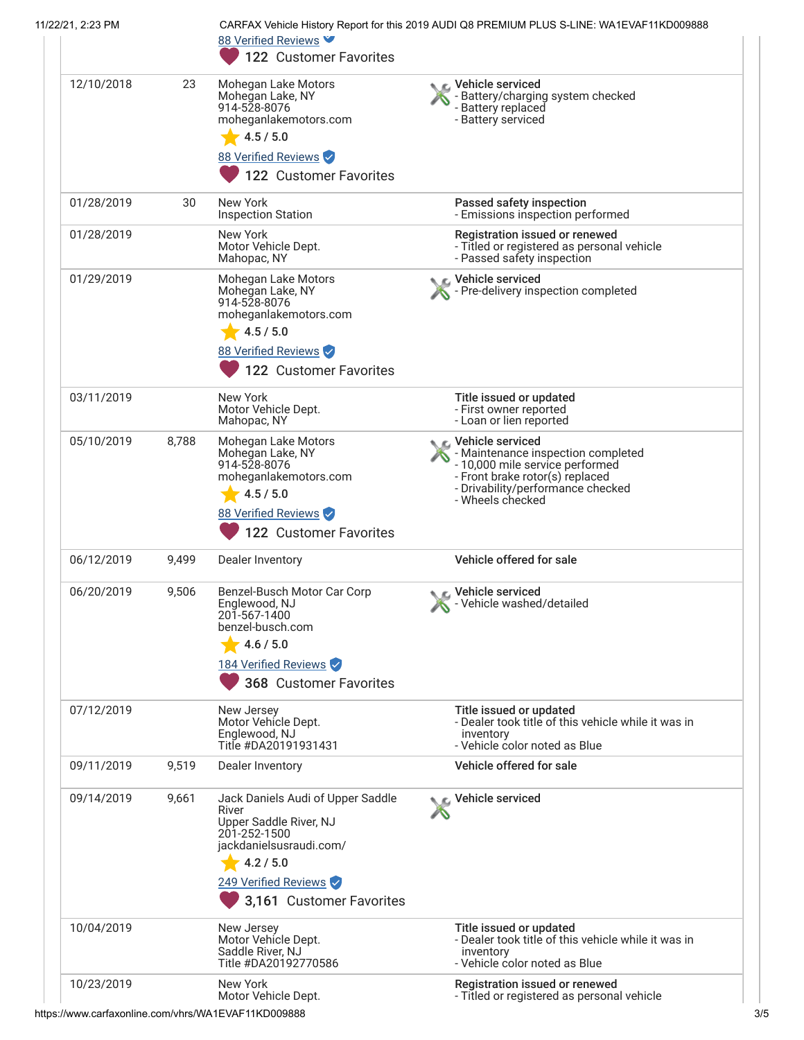| | | 88 Verified Reviews<br>122 Customer Favorites | |
|---|---|---|---|
| 12/10/2018 | 23 | Mohegan Lake Motors<br>Mohegan Lake, NY<br>914-528-8076<br>moheganlakemotors.com<br>4.5 / 5.0<br>88 Verified Reviews<br>122 Customer Favorites | **Vehicle serviced**<br>- Battery/charging system checked<br>- Battery replaced<br>- Battery serviced |
| 01/28/2019 | 30 | New York<br>Inspection Station | **Passed safety inspection**<br>- Emissions inspection performed |
| 01/28/2019 | | New York<br>Motor Vehicle Dept.<br>Mahopac, NY | **Registration issued or renewed**<br>- Titled or registered as personal vehicle<br>- Passed safety inspection |
| 01/29/2019 | | Mohegan Lake Motors<br>Mohegan Lake, NY<br>914-528-8076<br>moheganlakemotors.com<br>4.5 / 5.0<br>88 Verified Reviews<br>122 Customer Favorites | **Vehicle serviced**<br>- Pre-delivery inspection completed |
| 03/11/2019 | | New York<br>Motor Vehicle Dept.<br>Mahopac, NY | **Title issued or updated**<br>- First owner reported<br>- Loan or lien reported |
| 05/10/2019 | 8,788 | Mohegan Lake Motors<br>Mohegan Lake, NY<br>914-528-8076<br>moheganlakemotors.com<br>4.5 / 5.0<br>88 Verified Reviews<br>122 Customer Favorites | **Vehicle serviced**<br>- Maintenance inspection completed<br>- 10,000 mile service performed<br>- Front brake rotor(s) replaced<br>- Drivability/performance checked<br>- Wheels checked |
| 06/12/2019 | 9,499 | Dealer Inventory | **Vehicle offered for sale** |
| 06/20/2019 | 9,506 | Benzel-Busch Motor Car Corp<br>Englewood, NJ<br>201-567-1400<br>benzel-busch.com<br>4.6 / 5.0<br>184 Verified Reviews<br>368 Customer Favorites | **Vehicle serviced**<br>- Vehicle washed/detailed |
| 07/12/2019 | | New Jersey<br>Motor Vehicle Dept.<br>Englewood, NJ<br>Title #DA20191931431 | **Title issued or updated**<br>- Dealer took title of this vehicle while it was in inventory<br>- Vehicle color noted as Blue |
| 09/11/2019 | 9,519 | Dealer Inventory | **Vehicle offered for sale** |
| 09/14/2019 | 9,661 | Jack Daniels Audi of Upper Saddle River<br>Upper Saddle River, NJ<br>201-252-1500<br>jackdanielsusraudi.com/<br>4.2 / 5.0<br>249 Verified Reviews<br>3,161 Customer Favorites | **Vehicle serviced** |
| 10/04/2019 | | New Jersey<br>Motor Vehicle Dept.<br>Saddle River, NJ<br>Title #DA20192770586 | **Title issued or updated**<br>- Dealer took title of this vehicle while it was in inventory<br>- Vehicle color noted as Blue |
| 10/23/2019 | | New York<br>Motor Vehicle Dept. | **Registration issued or renewed**<br>- Titled or registered as personal vehicle |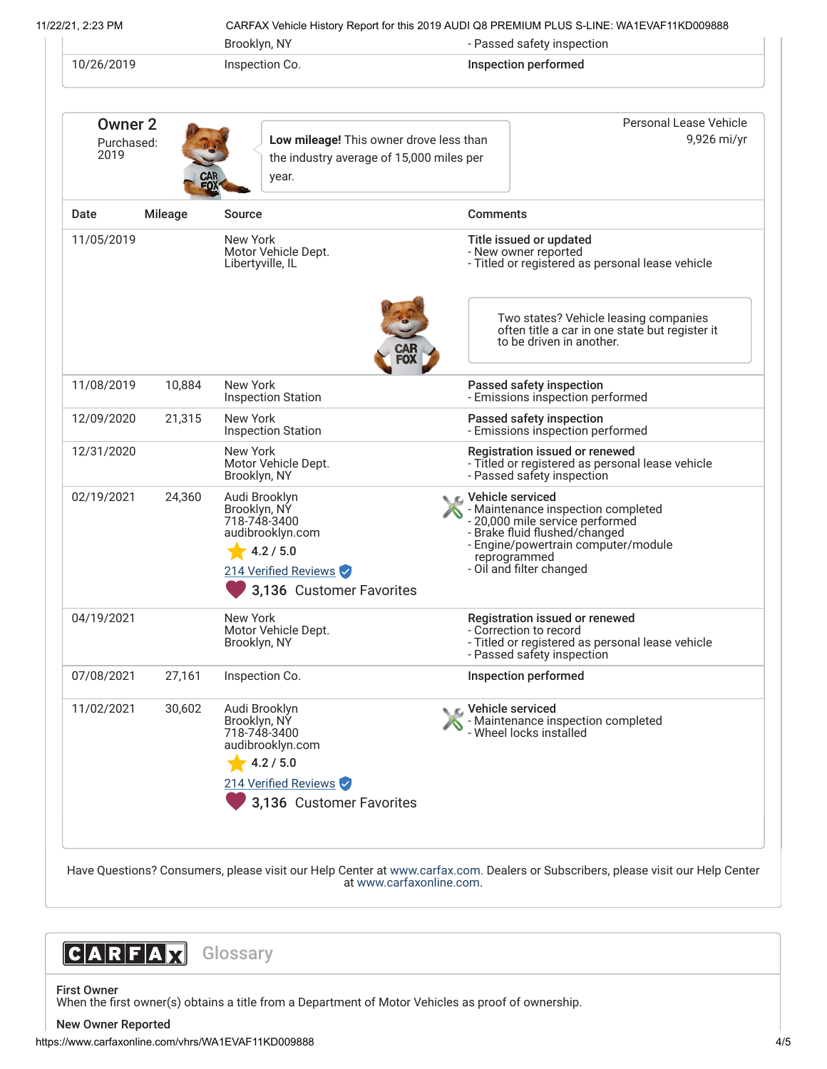| Date | Mileage | Source | Comments |
|---|---|---|---|
| | | Brooklyn, NY | - Passed safety inspection |
| 10/26/2019 | | Inspection Co. | **Inspection performed** |

## Owner 2

Purchased: 2019

**Low mileage!** This owner drove less than the industry average of 15,000 miles per year.

Personal Lease Vehicle
9,926 mi/yr

| Date | Mileage | Source | Comments |
|---|---|---|---|
| 11/05/2019 | | New York Motor Vehicle Dept. Libertyville, IL | **Title issued or updated**<br>- New owner reported<br>- Titled or registered as personal lease vehicle<br><br>Two states? Vehicle leasing companies often title a car in one state but register it to be driven in another. |
| 11/08/2019 | 10,884 | New York Inspection Station | **Passed safety inspection**<br>- Emissions inspection performed |
| 12/09/2020 | 21,315 | New York Inspection Station | **Passed safety inspection**<br>- Emissions inspection performed |
| 12/31/2020 | | New York Motor Vehicle Dept. Brooklyn, NY | **Registration issued or renewed**<br>- Titled or registered as personal lease vehicle<br>- Passed safety inspection |
| 02/19/2021 | 24,360 | Audi Brooklyn<br>Brooklyn, NY<br>718-748-3400<br>audibrooklyn.com<br>4.2 / 5.0<br>214 Verified Reviews<br>3,136 Customer Favorites | **Vehicle serviced**<br>- Maintenance inspection completed<br>- 20,000 mile service performed<br>- Brake fluid flushed/changed<br>- Engine/powertrain computer/module reprogrammed<br>- Oil and filter changed |
| 04/19/2021 | | New York Motor Vehicle Dept. Brooklyn, NY | **Registration issued or renewed**<br>- Correction to record<br>- Titled or registered as personal lease vehicle<br>- Passed safety inspection |
| 07/08/2021 | 27,161 | Inspection Co. | **Inspection performed** |
| 11/02/2021 | 30,602 | Audi Brooklyn<br>Brooklyn, NY<br>718-748-3400<br>audibrooklyn.com<br>4.2 / 5.0<br>214 Verified Reviews<br>3,136 Customer Favorites | **Vehicle serviced**<br>- Maintenance inspection completed<br>- Wheel locks installed |

Have Questions? Consumers, please visit our Help Center at www.carfax.com. Dealers or Subscribers, please visit our Help Center at www.carfaxonline.com.

## CARFAX Glossary

**First Owner**
When the first owner(s) obtains a title from a Department of Motor Vehicles as proof of ownership.

**New Owner Reported**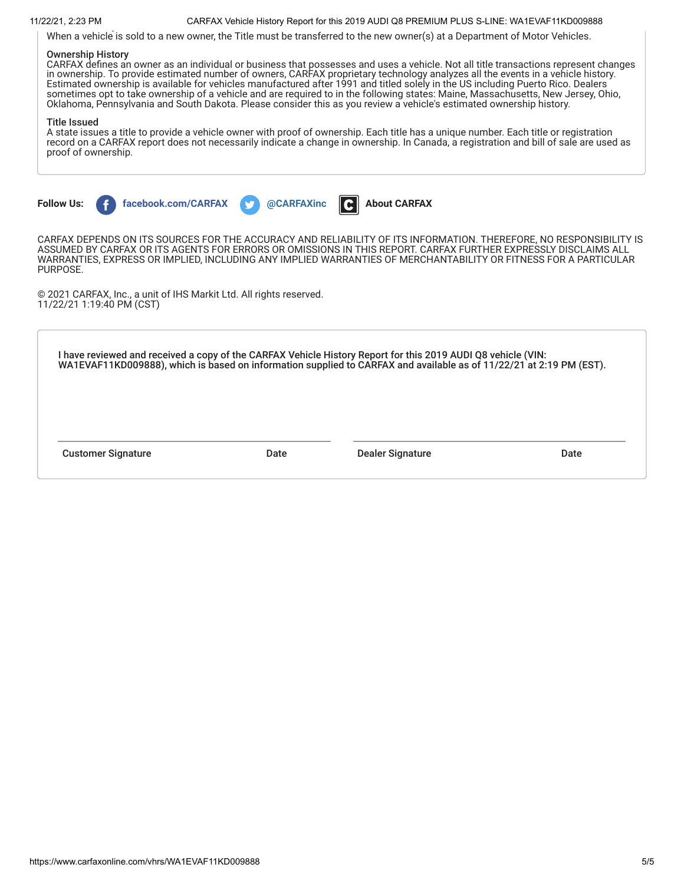When a vehicle is sold to a new owner, the Title must be transferred to the new owner(s) at a Department of Motor Vehicles.

**Ownership History**
CARFAX defines an owner as an individual or business that possesses and uses a vehicle. Not all title transactions represent changes in ownership. To provide estimated number of owners, CARFAX proprietary technology analyzes all the events in a vehicle history. Estimated ownership is available for vehicles manufactured after 1991 and titled solely in the US including Puerto Rico. Dealers sometimes opt to take ownership of a vehicle and are required to in the following states: Maine, Massachusetts, New Jersey, Ohio, Oklahoma, Pennsylvania and South Dakota. Please consider this as you review a vehicle's estimated ownership history.

**Title Issued**
A state issues a title to provide a vehicle owner with proof of ownership. Each title has a unique number. Each title or registration record on a CARFAX report does not necessarily indicate a change in ownership. In Canada, a registration and bill of sale are used as proof of ownership.

**Follow Us:** facebook.com/CARFAX @CARFAXinc About CARFAX

CARFAX DEPENDS ON ITS SOURCES FOR THE ACCURACY AND RELIABILITY OF ITS INFORMATION. THEREFORE, NO RESPONSIBILITY IS ASSUMED BY CARFAX OR ITS AGENTS FOR ERRORS OR OMISSIONS IN THIS REPORT. CARFAX FURTHER EXPRESSLY DISCLAIMS ALL WARRANTIES, EXPRESS OR IMPLIED, INCLUDING ANY IMPLIED WARRANTIES OF MERCHANTABILITY OR FITNESS FOR A PARTICULAR PURPOSE.

© 2021 CARFAX, Inc., a unit of IHS Markit Ltd. All rights reserved.
11/22/21 1:19:40 PM (CST)

**I have reviewed and received a copy of the CARFAX Vehicle History Report for this 2019 AUDI Q8 vehicle (VIN: WA1EVAF11KD009888), which is based on information supplied to CARFAX and available as of 11/22/21 at 2:19 PM (EST).**

| | | | |
|---|---|---|---|
| **Customer Signature** | **Date** | **Dealer Signature** | **Date** |